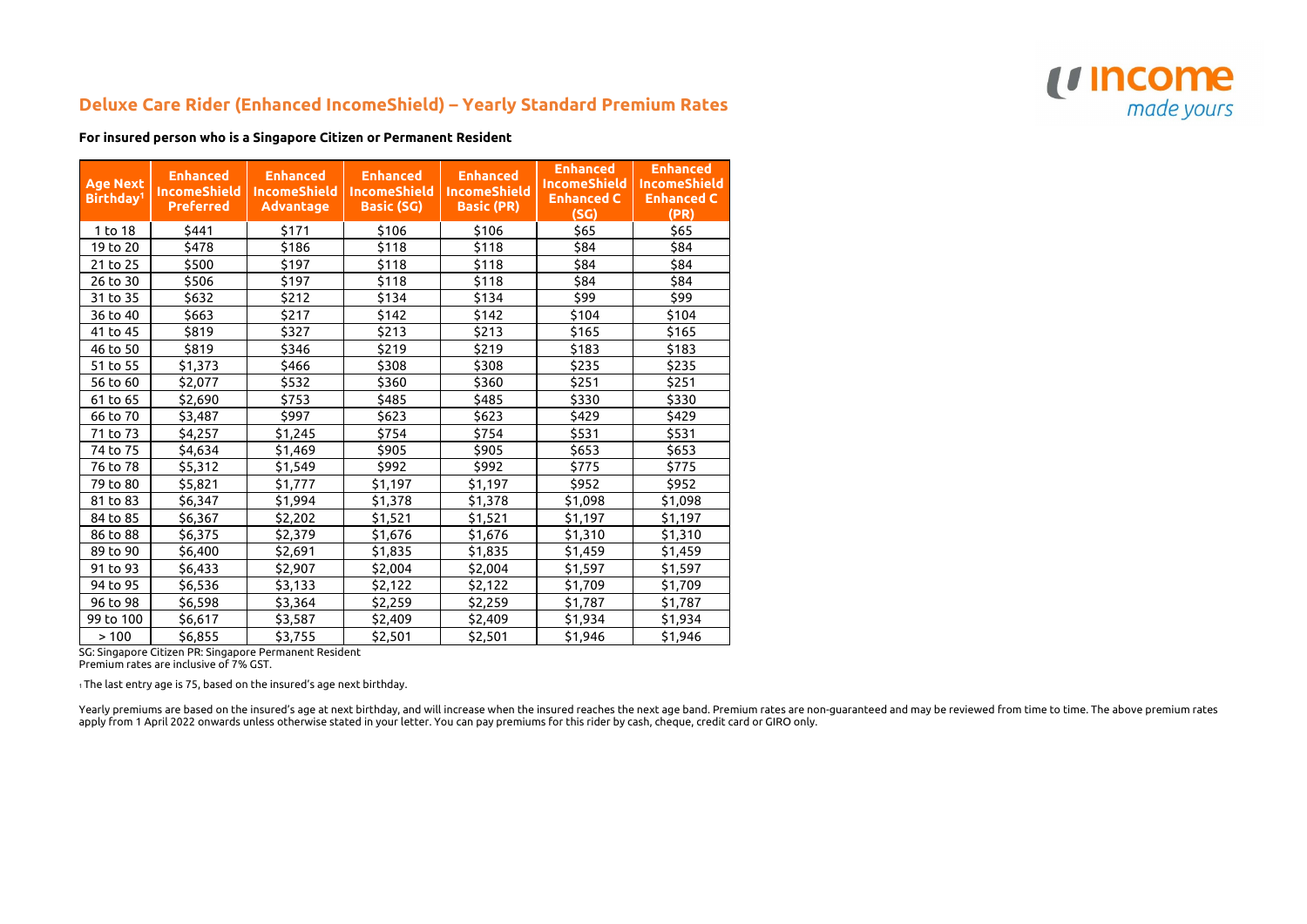# Deluxe Care Rider (Enhanced IncomeShield) – Yearly Standard Premium Rates

**For insured person who is a Singapore Citizen or Permanent Resident**

| Age Next Birthday[1] | Enhanced IncomeShield Preferred | Enhanced IncomeShield Advantage | Enhanced IncomeShield Basic (SG) | Enhanced IncomeShield Basic (PR) | Enhanced IncomeShield Enhanced C (SG) | Enhanced IncomeShield Enhanced C (PR) |
|---|---|---|---|---|---|---|
| 1 to 18 | $441 | $171 | $106 | $106 | $65 | $65 |
| 19 to 20 | $478 | $186 | $118 | $118 | $84 | $84 |
| 21 to 25 | $500 | $197 | $118 | $118 | $84 | $84 |
| 26 to 30 | $506 | $197 | $118 | $118 | $84 | $84 |
| 31 to 35 | $632 | $212 | $134 | $134 | $99 | $99 |
| 36 to 40 | $663 | $217 | $142 | $142 | $104 | $104 |
| 41 to 45 | $819 | $327 | $213 | $213 | $165 | $165 |
| 46 to 50 | $819 | $346 | $219 | $219 | $183 | $183 |
| 51 to 55 | $1,373 | $466 | $308 | $308 | $235 | $235 |
| 56 to 60 | $2,077 | $532 | $360 | $360 | $251 | $251 |
| 61 to 65 | $2,690 | $753 | $485 | $485 | $330 | $330 |
| 66 to 70 | $3,487 | $997 | $623 | $623 | $429 | $429 |
| 71 to 73 | $4,257 | $1,245 | $754 | $754 | $531 | $531 |
| 74 to 75 | $4,634 | $1,469 | $905 | $905 | $653 | $653 |
| 76 to 78 | $5,312 | $1,549 | $992 | $992 | $775 | $775 |
| 79 to 80 | $5,821 | $1,777 | $1,197 | $1,197 | $952 | $952 |
| 81 to 83 | $6,347 | $1,994 | $1,378 | $1,378 | $1,098 | $1,098 |
| 84 to 85 | $6,367 | $2,202 | $1,521 | $1,521 | $1,197 | $1,197 |
| 86 to 88 | $6,375 | $2,379 | $1,676 | $1,676 | $1,310 | $1,310 |
| 89 to 90 | $6,400 | $2,691 | $1,835 | $1,835 | $1,459 | $1,459 |
| 91 to 93 | $6,433 | $2,907 | $2,004 | $2,004 | $1,597 | $1,597 |
| 94 to 95 | $6,536 | $3,133 | $2,122 | $2,122 | $1,709 | $1,709 |
| 96 to 98 | $6,598 | $3,364 | $2,259 | $2,259 | $1,787 | $1,787 |
| 99 to 100 | $6,617 | $3,587 | $2,409 | $2,409 | $1,934 | $1,934 |
| > 100 | $6,855 | $3,755 | $2,501 | $2,501 | $1,946 | $1,946 |

SG: Singapore Citizen PR: Singapore Permanent Resident
Premium rates are inclusive of 7% GST.

[1] The last entry age is 75, based on the insured's age next birthday.

Yearly premiums are based on the insured's age at next birthday, and will increase when the insured reaches the next age band. Premium rates are non-guaranteed and may be reviewed from time to time. The above premium rates apply from 1 April 2022 onwards unless otherwise stated in your letter. You can pay premiums for this rider by cash, cheque, credit card or GIRO only.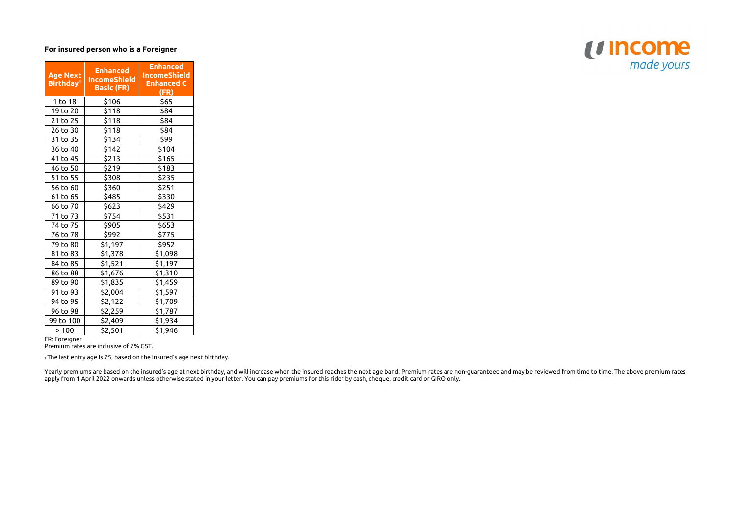**For insured person who is a Foreigner**

| Age Next Birthday[1] | Enhanced IncomeShield Basic (FR) | Enhanced IncomeShield Enhanced C (FR) |
|---|---|---|
| 1 to 18 | $106 | $65 |
| 19 to 20 | $118 | $84 |
| 21 to 25 | $118 | $84 |
| 26 to 30 | $118 | $84 |
| 31 to 35 | $134 | $99 |
| 36 to 40 | $142 | $104 |
| 41 to 45 | $213 | $165 |
| 46 to 50 | $219 | $183 |
| 51 to 55 | $308 | $235 |
| 56 to 60 | $360 | $251 |
| 61 to 65 | $485 | $330 |
| 66 to 70 | $623 | $429 |
| 71 to 73 | $754 | $531 |
| 74 to 75 | $905 | $653 |
| 76 to 78 | $992 | $775 |
| 79 to 80 | $1,197 | $952 |
| 81 to 83 | $1,378 | $1,098 |
| 84 to 85 | $1,521 | $1,197 |
| 86 to 88 | $1,676 | $1,310 |
| 89 to 90 | $1,835 | $1,459 |
| 91 to 93 | $2,004 | $1,597 |
| 94 to 95 | $2,122 | $1,709 |
| 96 to 98 | $2,259 | $1,787 |
| 99 to 100 | $2,409 | $1,934 |
| > 100 | $2,501 | $1,946 |

FR: Foreigner
Premium rates are inclusive of 7% GST.

[1] The last entry age is 75, based on the insured's age next birthday.

Yearly premiums are based on the insured's age at next birthday, and will increase when the insured reaches the next age band. Premium rates are non-guaranteed and may be reviewed from time to time. The above premium rates apply from 1 April 2022 onwards unless otherwise stated in your letter. You can pay premiums for this rider by cash, cheque, credit card or GIRO only.